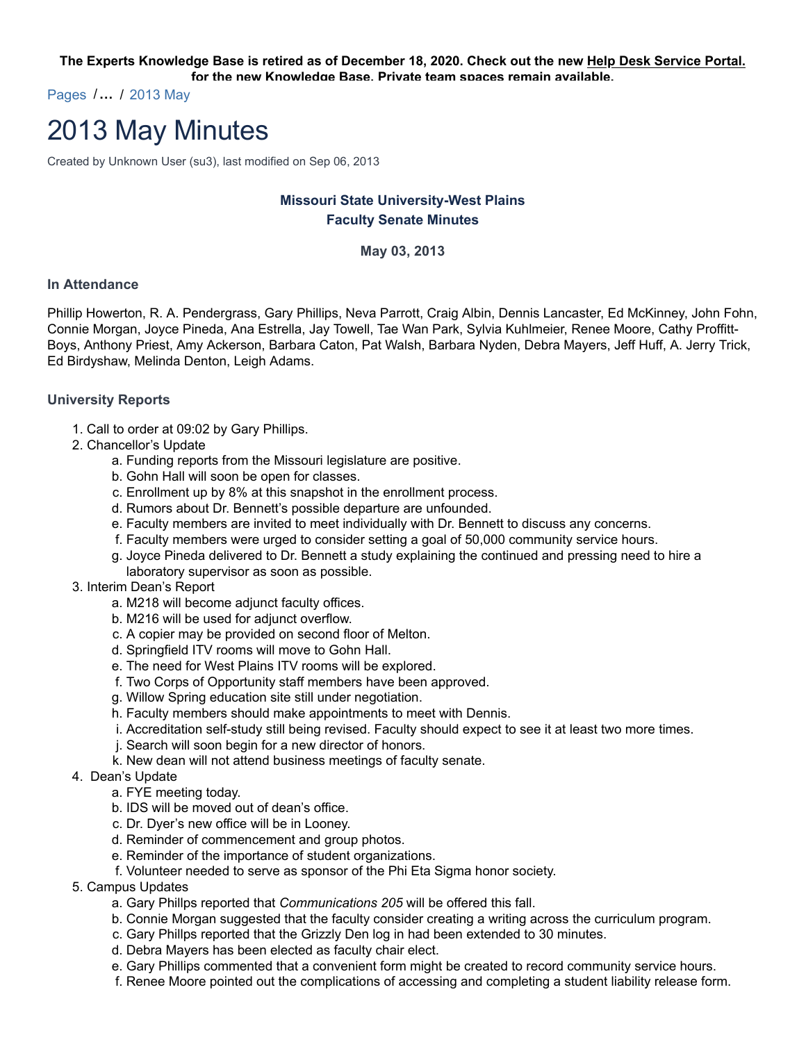**The Experts Knowledge Base is retired as of December 18, 2020. Check out the new Help Desk Service Portal. for the new Knowledge Base. Private team spaces remain available.**

Pages / ... / 2013 May

# 2013 May Minutes

Created by Unknown User (su3), last modified on Sep 06, 2013

**Missouri State University-West Plains**
**Faculty Senate Minutes**

**May 03, 2013**

### In Attendance

Phillip Howerton, R. A. Pendergrass, Gary Phillips, Neva Parrott, Craig Albin, Dennis Lancaster, Ed McKinney, John Fohn, Connie Morgan, Joyce Pineda, Ana Estrella, Jay Towell, Tae Wan Park, Sylvia Kuhlmeier, Renee Moore, Cathy Proffitt-Boys, Anthony Priest, Amy Ackerson, Barbara Caton, Pat Walsh, Barbara Nyden, Debra Mayers, Jeff Huff, A. Jerry Trick, Ed Birdyshaw, Melinda Denton, Leigh Adams.

### University Reports

1. Call to order at 09:02 by Gary Phillips.
2. Chancellor's Update
   a. Funding reports from the Missouri legislature are positive.
   b. Gohn Hall will soon be open for classes.
   c. Enrollment up by 8% at this snapshot in the enrollment process.
   d. Rumors about Dr. Bennett's possible departure are unfounded.
   e. Faculty members are invited to meet individually with Dr. Bennett to discuss any concerns.
   f. Faculty members were urged to consider setting a goal of 50,000 community service hours.
   g. Joyce Pineda delivered to Dr. Bennett a study explaining the continued and pressing need to hire a laboratory supervisor as soon as possible.
3. Interim Dean's Report
   a. M218 will become adjunct faculty offices.
   b. M216 will be used for adjunct overflow.
   c. A copier may be provided on second floor of Melton.
   d. Springfield ITV rooms will move to Gohn Hall.
   e. The need for West Plains ITV rooms will be explored.
   f. Two Corps of Opportunity staff members have been approved.
   g. Willow Spring education site still under negotiation.
   h. Faculty members should make appointments to meet with Dennis.
   i. Accreditation self-study still being revised. Faculty should expect to see it at least two more times.
   j. Search will soon begin for a new director of honors.
   k. New dean will not attend business meetings of faculty senate.
4. Dean's Update
   a. FYE meeting today.
   b. IDS will be moved out of dean's office.
   c. Dr. Dyer's new office will be in Looney.
   d. Reminder of commencement and group photos.
   e. Reminder of the importance of student organizations.
   f. Volunteer needed to serve as sponsor of the Phi Eta Sigma honor society.
5. Campus Updates
   a. Gary Phillps reported that *Communications 205* will be offered this fall.
   b. Connie Morgan suggested that the faculty consider creating a writing across the curriculum program.
   c. Gary Phillps reported that the Grizzly Den log in had been extended to 30 minutes.
   d. Debra Mayers has been elected as faculty chair elect.
   e. Gary Phillips commented that a convenient form might be created to record community service hours.
   f. Renee Moore pointed out the complications of accessing and completing a student liability release form.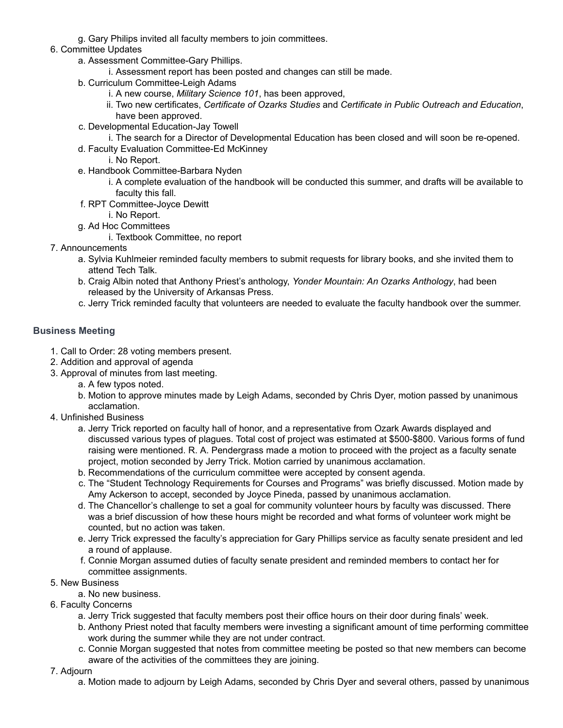g. Gary Philips invited all faculty members to join committees.

6. Committee Updates
   a. Assessment Committee-Gary Phillips.
      i. Assessment report has been posted and changes can still be made.
   b. Curriculum Committee-Leigh Adams
      i. A new course, *Military Science 101*, has been approved,
      ii. Two new certificates, *Certificate of Ozarks Studies* and *Certificate in Public Outreach and Education*, have been approved.
   c. Developmental Education-Jay Towell
      i. The search for a Director of Developmental Education has been closed and will soon be re-opened.
   d. Faculty Evaluation Committee-Ed McKinney
      i. No Report.
   e. Handbook Committee-Barbara Nyden
      i. A complete evaluation of the handbook will be conducted this summer, and drafts will be available to faculty this fall.
   f. RPT Committee-Joyce Dewitt
      i. No Report.
   g. Ad Hoc Committees
      i. Textbook Committee, no report
7. Announcements
   a. Sylvia Kuhlmeier reminded faculty members to submit requests for library books, and she invited them to attend Tech Talk.
   b. Craig Albin noted that Anthony Priest's anthology, *Yonder Mountain: An Ozarks Anthology*, had been released by the University of Arkansas Press.
   c. Jerry Trick reminded faculty that volunteers are needed to evaluate the faculty handbook over the summer.

### Business Meeting

1. Call to Order: 28 voting members present.
2. Addition and approval of agenda
3. Approval of minutes from last meeting.
   a. A few typos noted.
   b. Motion to approve minutes made by Leigh Adams, seconded by Chris Dyer, motion passed by unanimous acclamation.
4. Unfinished Business
   a. Jerry Trick reported on faculty hall of honor, and a representative from Ozark Awards displayed and discussed various types of plaques. Total cost of project was estimated at $500-$800. Various forms of fund raising were mentioned. R. A. Pendergrass made a motion to proceed with the project as a faculty senate project, motion seconded by Jerry Trick. Motion carried by unanimous acclamation.
   b. Recommendations of the curriculum committee were accepted by consent agenda.
   c. The "Student Technology Requirements for Courses and Programs" was briefly discussed. Motion made by Amy Ackerson to accept, seconded by Joyce Pineda, passed by unanimous acclamation.
   d. The Chancellor's challenge to set a goal for community volunteer hours by faculty was discussed. There was a brief discussion of how these hours might be recorded and what forms of volunteer work might be counted, but no action was taken.
   e. Jerry Trick expressed the faculty's appreciation for Gary Phillips service as faculty senate president and led a round of applause.
   f. Connie Morgan assumed duties of faculty senate president and reminded members to contact her for committee assignments.
5. New Business
   a. No new business.
6. Faculty Concerns
   a. Jerry Trick suggested that faculty members post their office hours on their door during finals' week.
   b. Anthony Priest noted that faculty members were investing a significant amount of time performing committee work during the summer while they are not under contract.
   c. Connie Morgan suggested that notes from committee meeting be posted so that new members can become aware of the activities of the committees they are joining.
7. Adjourn
   a. Motion made to adjourn by Leigh Adams, seconded by Chris Dyer and several others, passed by unanimous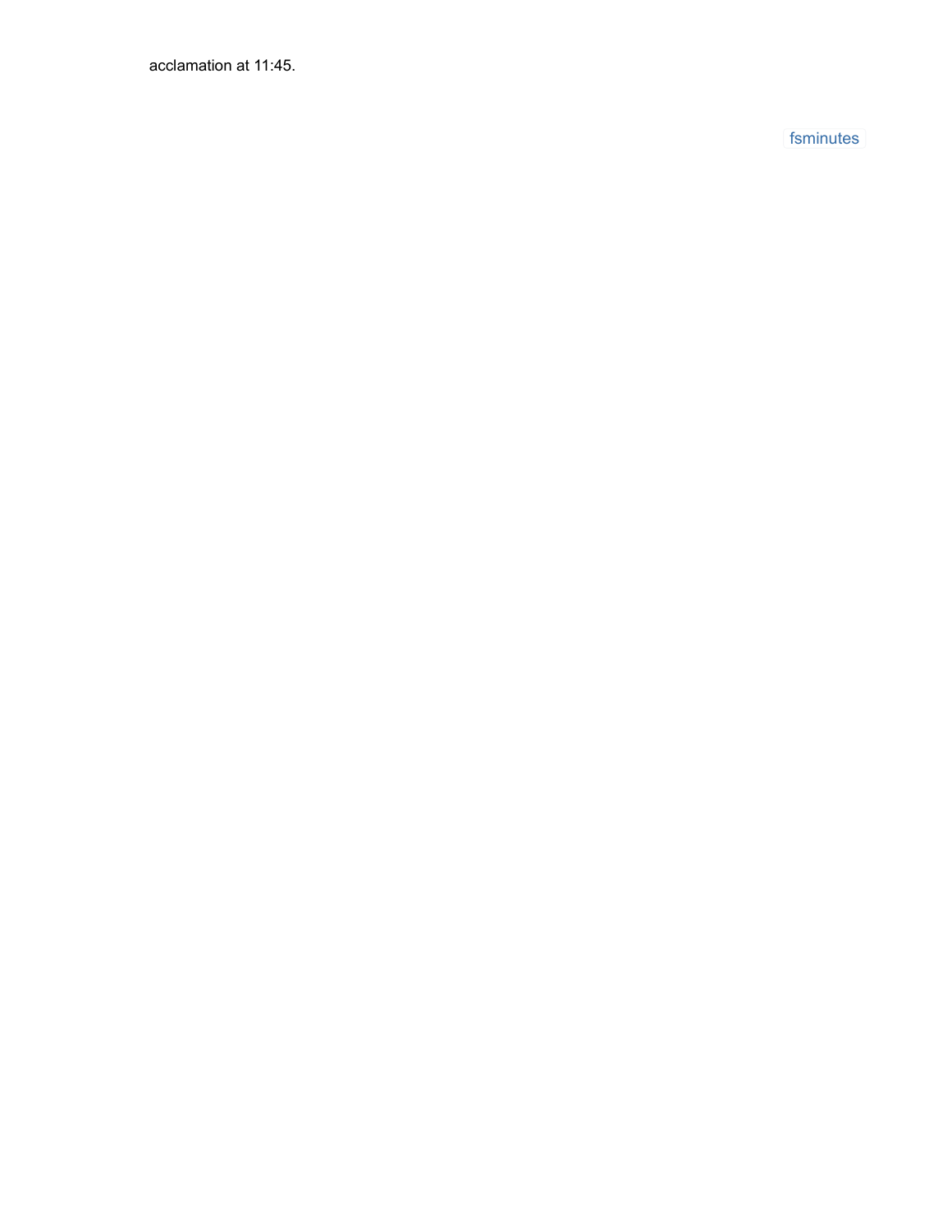acclamation at 11:45.

fsminutes